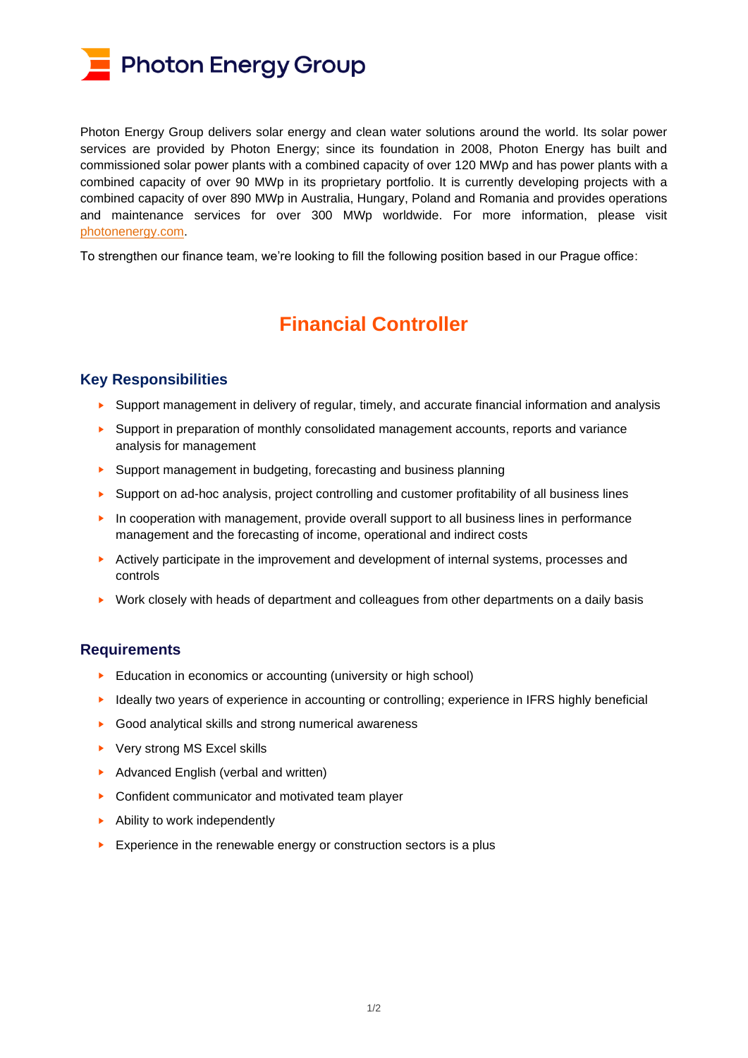# Photon Energy Group

Photon Energy Group delivers solar energy and clean water solutions around the world. Its solar power services are provided by Photon Energy; since its foundation in 2008, Photon Energy has built and commissioned solar power plants with a combined capacity of over 120 MWp and has power plants with a combined capacity of over 90 MWp in its proprietary portfolio. It is currently developing projects with a combined capacity of over 890 MWp in Australia, Hungary, Poland and Romania and provides operations and maintenance services for over 300 MWp worldwide. For more information, please visit photonenergy.com.

To strengthen our finance team, we're looking to fill the following position based in our Prague office:

## Financial Controller

### Key Responsibilities

- Support management in delivery of regular, timely, and accurate financial information and analysis
- Support in preparation of monthly consolidated management accounts, reports and variance analysis for management
- Support management in budgeting, forecasting and business planning
- Support on ad-hoc analysis, project controlling and customer profitability of all business lines
- In cooperation with management, provide overall support to all business lines in performance management and the forecasting of income, operational and indirect costs
- Actively participate in the improvement and development of internal systems, processes and controls
- Work closely with heads of department and colleagues from other departments on a daily basis

### Requirements

- Education in economics or accounting (university or high school)
- Ideally two years of experience in accounting or controlling; experience in IFRS highly beneficial
- Good analytical skills and strong numerical awareness
- Very strong MS Excel skills
- Advanced English (verbal and written)
- Confident communicator and motivated team player
- Ability to work independently
- Experience in the renewable energy or construction sectors is a plus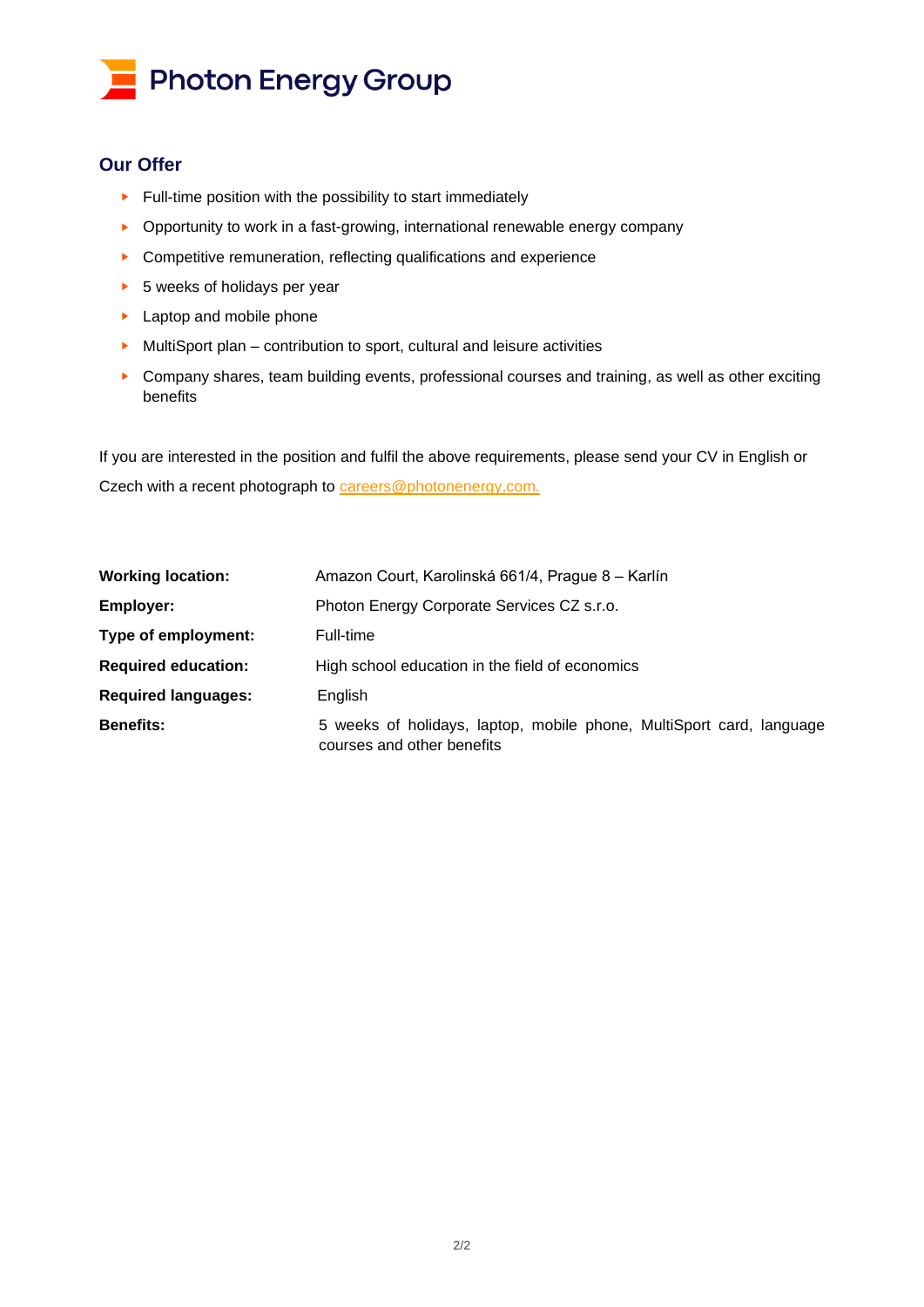Photon Energy Group

## Our Offer

- Full-time position with the possibility to start immediately
- Opportunity to work in a fast-growing, international renewable energy company
- Competitive remuneration, reflecting qualifications and experience
- 5 weeks of holidays per year
- Laptop and mobile phone
- MultiSport plan – contribution to sport, cultural and leisure activities
- Company shares, team building events, professional courses and training, as well as other exciting benefits

If you are interested in the position and fulfil the above requirements, please send your CV in English or Czech with a recent photograph to careers@photonenergy.com.

| | |
|---|---|
| **Working location:** | Amazon Court, Karolinská 661/4, Prague 8 – Karlín |
| **Employer:** | Photon Energy Corporate Services CZ s.r.o. |
| **Type of employment:** | Full-time |
| **Required education:** | High school education in the field of economics |
| **Required languages:** | English |
| **Benefits:** | 5 weeks of holidays, laptop, mobile phone, MultiSport card, language courses and other benefits |